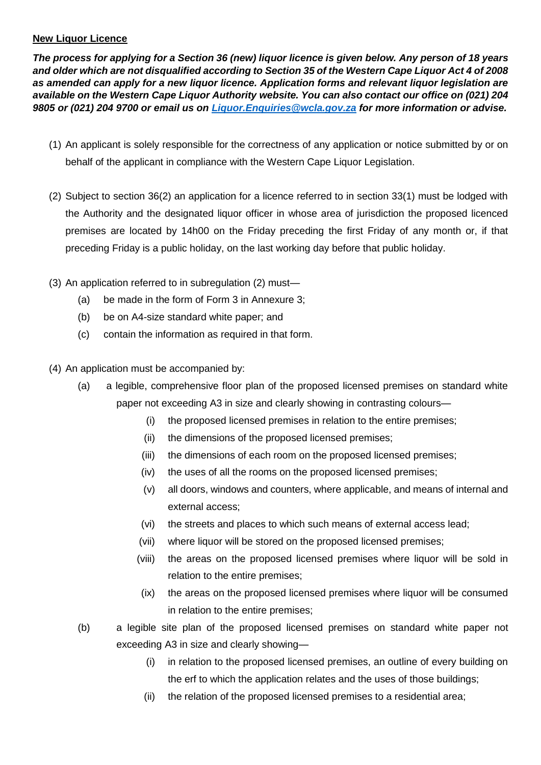**New Liquor Licence**

***The process for applying for a Section 36 (new) liquor licence is given below. Any person of 18 years and older which are not disqualified according to Section 35 of the Western Cape Liquor Act 4 of 2008 as amended can apply for a new liquor licence. Application forms and relevant liquor legislation are available on the Western Cape Liquor Authority website. You can also contact our office on (021) 204 9805 or (021) 204 9700 or email us on [Liquor.Enquiries@wcla.gov.za](mailto:Liquor.Enquiries@wcla.gov.za) for more information or advise.***

(1) An applicant is solely responsible for the correctness of any application or notice submitted by or on behalf of the applicant in compliance with the Western Cape Liquor Legislation.

(2) Subject to section 36(2) an application for a licence referred to in section 33(1) must be lodged with the Authority and the designated liquor officer in whose area of jurisdiction the proposed licenced premises are located by 14h00 on the Friday preceding the first Friday of any month or, if that preceding Friday is a public holiday, on the last working day before that public holiday.

(3) An application referred to in subregulation (2) must—

- (a) be made in the form of Form 3 in Annexure 3;
- (b) be on A4-size standard white paper; and
- (c) contain the information as required in that form.

(4) An application must be accompanied by:

- (a) a legible, comprehensive floor plan of the proposed licensed premises on standard white paper not exceeding A3 in size and clearly showing in contrasting colours—
  - (i) the proposed licensed premises in relation to the entire premises;
  - (ii) the dimensions of the proposed licensed premises;
  - (iii) the dimensions of each room on the proposed licensed premises;
  - (iv) the uses of all the rooms on the proposed licensed premises;
  - (v) all doors, windows and counters, where applicable, and means of internal and external access;
  - (vi) the streets and places to which such means of external access lead;
  - (vii) where liquor will be stored on the proposed licensed premises;
  - (viii) the areas on the proposed licensed premises where liquor will be sold in relation to the entire premises;
  - (ix) the areas on the proposed licensed premises where liquor will be consumed in relation to the entire premises;
- (b) a legible site plan of the proposed licensed premises on standard white paper not exceeding A3 in size and clearly showing—
  - (i) in relation to the proposed licensed premises, an outline of every building on the erf to which the application relates and the uses of those buildings;
  - (ii) the relation of the proposed licensed premises to a residential area;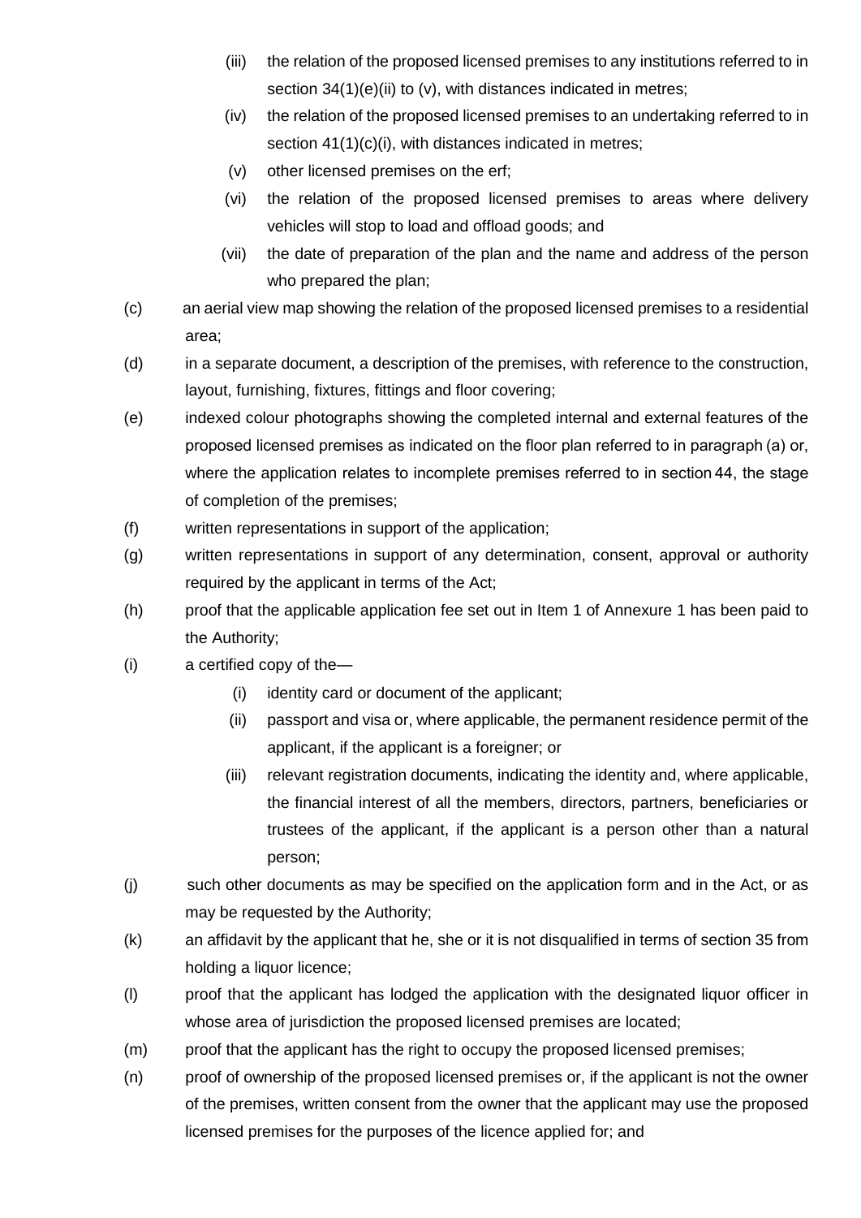- (iii) the relation of the proposed licensed premises to any institutions referred to in section 34(1)(e)(ii) to (v), with distances indicated in metres;
- (iv) the relation of the proposed licensed premises to an undertaking referred to in section 41(1)(c)(i), with distances indicated in metres;
- (v) other licensed premises on the erf;
- (vi) the relation of the proposed licensed premises to areas where delivery vehicles will stop to load and offload goods; and
- (vii) the date of preparation of the plan and the name and address of the person who prepared the plan;

(c) an aerial view map showing the relation of the proposed licensed premises to a residential area;

(d) in a separate document, a description of the premises, with reference to the construction, layout, furnishing, fixtures, fittings and floor covering;

(e) indexed colour photographs showing the completed internal and external features of the proposed licensed premises as indicated on the floor plan referred to in paragraph (a) or, where the application relates to incomplete premises referred to in section 44, the stage of completion of the premises;

(f) written representations in support of the application;

(g) written representations in support of any determination, consent, approval or authority required by the applicant in terms of the Act;

(h) proof that the applicable application fee set out in Item 1 of Annexure 1 has been paid to the Authority;

(i) a certified copy of the—

- (i) identity card or document of the applicant;
- (ii) passport and visa or, where applicable, the permanent residence permit of the applicant, if the applicant is a foreigner; or
- (iii) relevant registration documents, indicating the identity and, where applicable, the financial interest of all the members, directors, partners, beneficiaries or trustees of the applicant, if the applicant is a person other than a natural person;

(j) such other documents as may be specified on the application form and in the Act, or as may be requested by the Authority;

(k) an affidavit by the applicant that he, she or it is not disqualified in terms of section 35 from holding a liquor licence;

(l) proof that the applicant has lodged the application with the designated liquor officer in whose area of jurisdiction the proposed licensed premises are located;

(m) proof that the applicant has the right to occupy the proposed licensed premises;

(n) proof of ownership of the proposed licensed premises or, if the applicant is not the owner of the premises, written consent from the owner that the applicant may use the proposed licensed premises for the purposes of the licence applied for; and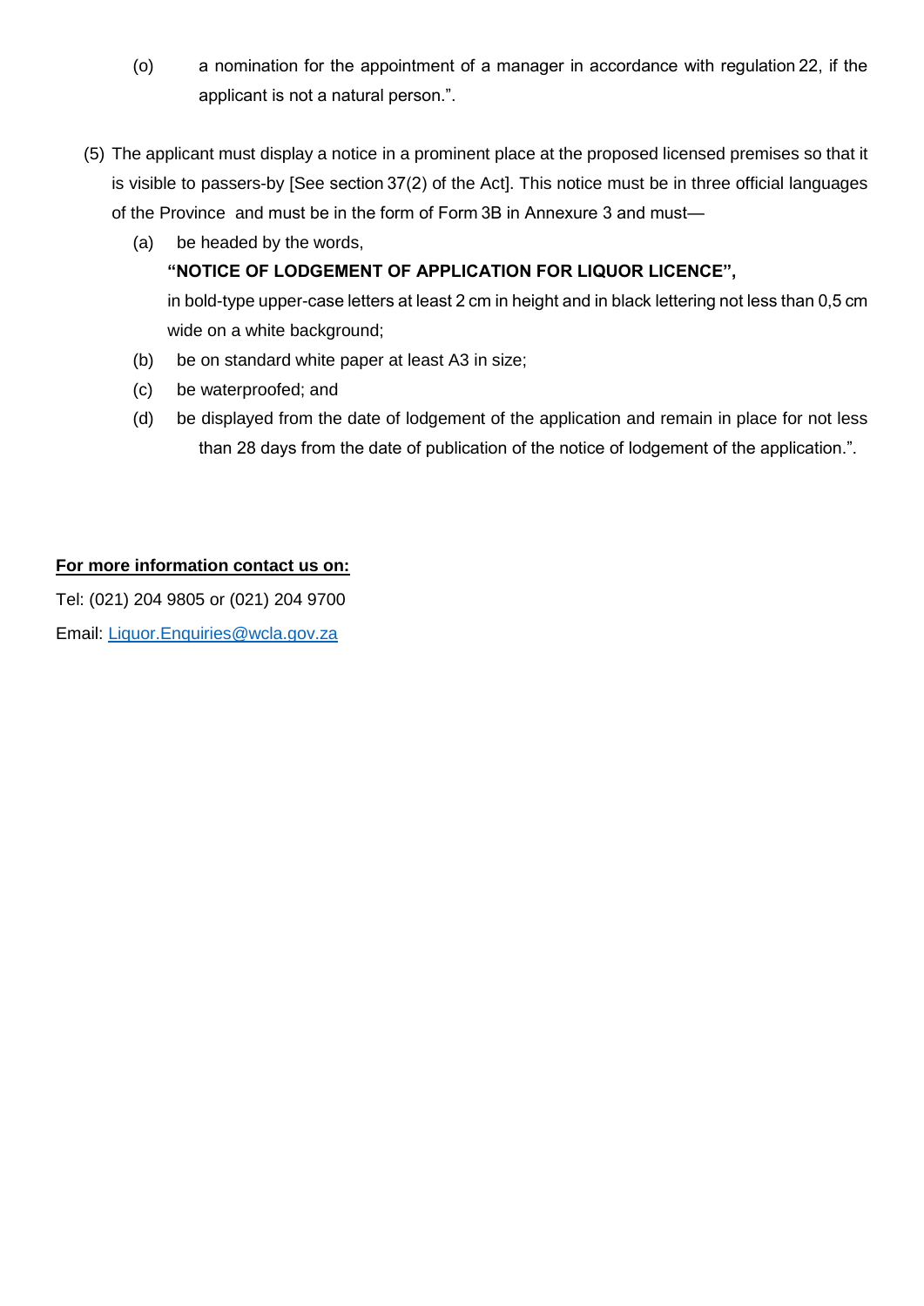(o) a nomination for the appointment of a manager in accordance with regulation 22, if the applicant is not a natural person.".

(5) The applicant must display a notice in a prominent place at the proposed licensed premises so that it is visible to passers-by [See section 37(2) of the Act]. This notice must be in three official languages of the Province and must be in the form of Form 3B in Annexure 3 and must—

(a) be headed by the words,

**"NOTICE OF LODGEMENT OF APPLICATION FOR LIQUOR LICENCE",**

in bold-type upper-case letters at least 2 cm in height and in black lettering not less than 0,5 cm wide on a white background;

(b) be on standard white paper at least A3 in size;

(c) be waterproofed; and

(d) be displayed from the date of lodgement of the application and remain in place for not less than 28 days from the date of publication of the notice of lodgement of the application.".

**For more information contact us on:**

Tel: (021) 204 9805 or (021) 204 9700

Email: Liquor.Enquiries@wcla.gov.za